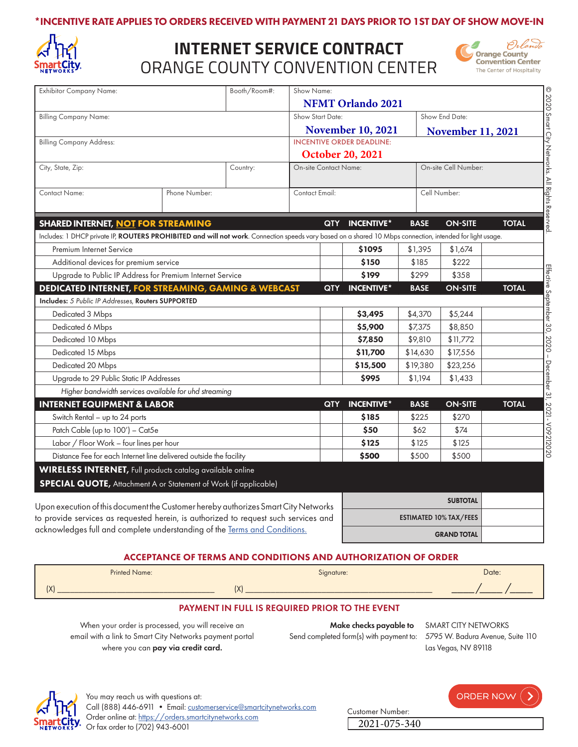**\*INCENTIVE RATE APPLIES TO ORDERS RECEIVED WITH PAYMENT 21 DAYS PRIOR TO 1ST DAY OF SHOW MOVE-IN**

# INTERNET SERVICE CONTRACT
## ORANGE COUNTY CONVENTION CENTER

| Exhibitor Company Name: | Booth/Room#: | Show Name: NFMT Orlando 2021 | |
|---|---|---|---|
| Billing Company Name: | | Show Start Date: November 10, 2021 | Show End Date: November 11, 2021 |
| Billing Company Address: | | INCENTIVE ORDER DEADLINE: October 20, 2021 | |
| City, State, Zip: | Country: | On-site Contact Name: | On-site Cell Number: |
| Contact Name: | Phone Number: | Contact Email: | Cell Number: |

| SHARED INTERNET, NOT FOR STREAMING | QTY | INCENTIVE* | BASE | ON-SITE | TOTAL |
|---|---|---|---|---|---|
| Includes: 1 DHCP private IP, **ROUTERS PROHIBITED and will not work**. Connection speeds vary based on a shared 10 Mbps connection, intended for light usage. | | | | | |
| Premium Internet Service | | **$1095** | $1,395 | $1,674 | |
| Additional devices for premium service | | **$150** | $185 | $222 | |
| Upgrade to Public IP Address for Premium Internet Service | | **$199** | $299 | $358 | |
| **DEDICATED INTERNET, FOR STREAMING, GAMING & WEBCAST** | **QTY** | **INCENTIVE*** | **BASE** | **ON-SITE** | **TOTAL** |
| **Includes:** *5 Public IP Addresses*, **Routers SUPPORTED** | | | | | |
| Dedicated 3 Mbps | | **$3,495** | $4,370 | $5,244 | |
| Dedicated 6 Mbps | | **$5,900** | $7,375 | $8,850 | |
| Dedicated 10 Mbps | | **$7,850** | $9,810 | $11,772 | |
| Dedicated 15 Mbps | | **$11,700** | $14,630 | $17,556 | |
| Dedicated 20 Mbps | | **$15,500** | $19,380 | $23,256 | |
| Upgrade to 29 Public Static IP Addresses | | **$995** | $1,194 | $1,433 | |
| *Higher bandwidth services available for uhd streaming* | | | | | |
| **INTERNET EQUIPMENT & LABOR** | **QTY** | **INCENTIVE*** | **BASE** | **ON-SITE** | **TOTAL** |
| Switch Rental – up to 24 ports | | **$185** | $225 | $270 | |
| Patch Cable (up to 100') – Cat5e | | **$50** | $62 | $74 | |
| Labor / Floor Work – four lines per hour | | **$125** | $125 | $125 | |
| Distance Fee for each Internet line delivered outside the facility | | **$500** | $500 | $500 | |
| **WIRELESS INTERNET,** Full products catalog available online | | | | | |
| **SPECIAL QUOTE,** Attachment A or Statement of Work (if applicable) | | | | | |

Upon execution of this document the Customer hereby authorizes Smart City Networks to provide services as requested herein, is authorized to request such services and acknowledges full and complete understanding of the Terms and Conditions.

| | |
|---|---|
| **SUBTOTAL** | |
| **ESTIMATED 10% TAX/FEES** | |
| **GRAND TOTAL** | |

## ACCEPTANCE OF TERMS AND CONDITIONS AND AUTHORIZATION OF ORDER

| Printed Name: | Signature: | Date: |
|---|---|---|
| (X) ______________________ | (X) ______________________ | ____/____/____ |

## PAYMENT IN FULL IS REQUIRED PRIOR TO THE EVENT

When your order is processed, you will receive an email with a link to Smart City Networks payment portal where you can **pay via credit card.**

**Make checks payable to** SMART CITY NETWORKS
Send completed form(s) with payment to: 5795 W. Badura Avenue, Suite 110, Las Vegas, NV 89118

You may reach us with questions at:
Call (888) 446-6911 • Email: customerservice@smartcitynetworks.com
Order online at: https://orders.smartcitynetworks.com
Or fax order to (702) 943-6001

ORDER NOW

Customer Number: 2021-075-340

© 2020 Smart City Networks. All Rights Reserved.

Effective September 30, 2020 – December 31, 2021 - V0921020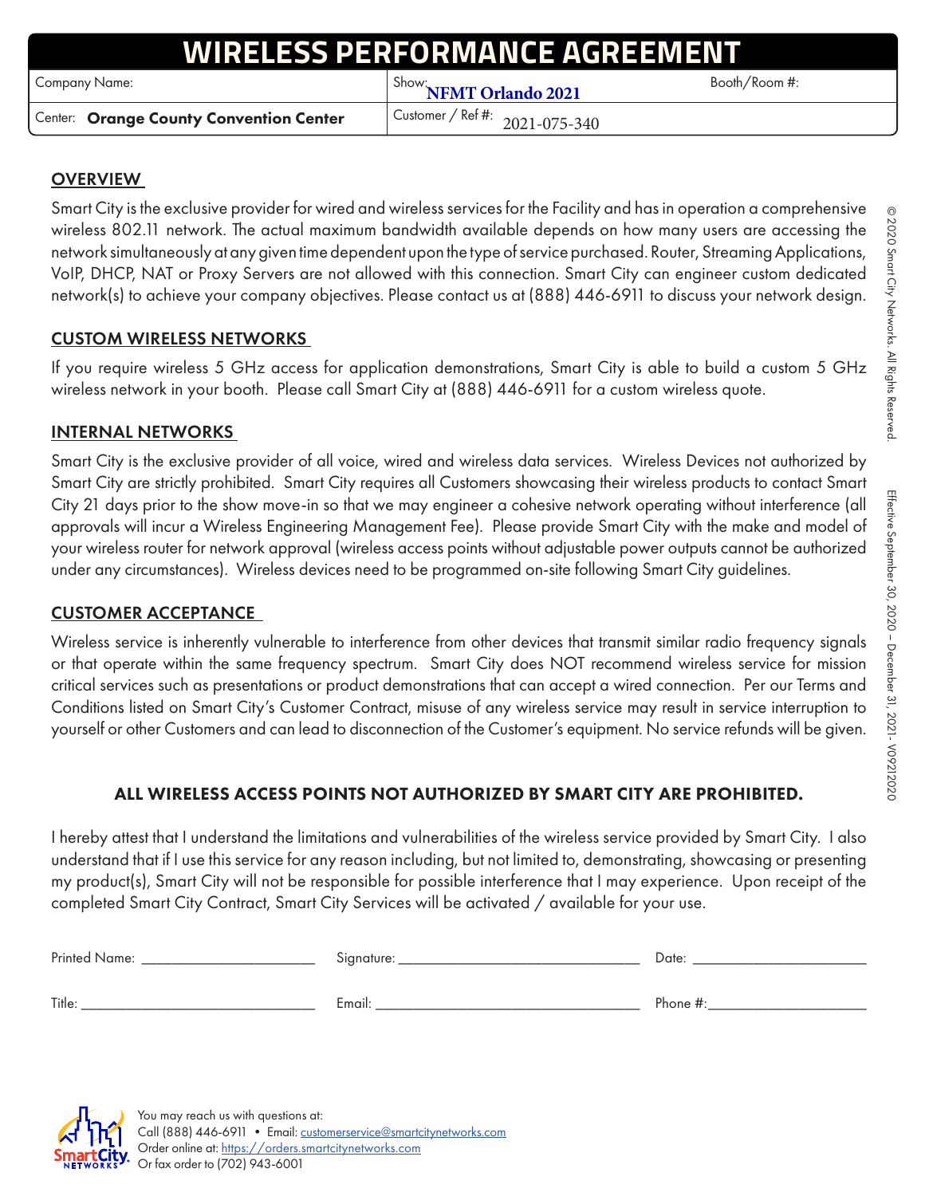# WIRELESS PERFORMANCE AGREEMENT

| Company Name: | Show: NFMT Orlando 2021 | Booth/Room #: |
|---|---|---|
| Center: **Orange County Convention Center** | Customer / Ref #: 2021-075-340 | |

## OVERVIEW

Smart City is the exclusive provider for wired and wireless services for the Facility and has in operation a comprehensive wireless 802.11 network. The actual maximum bandwidth available depends on how many users are accessing the network simultaneously at any given time dependent upon the type of service purchased. Router, Streaming Applications, VoIP, DHCP, NAT or Proxy Servers are not allowed with this connection. Smart City can engineer custom dedicated network(s) to achieve your company objectives. Please contact us at (888) 446-6911 to discuss your network design.

## CUSTOM WIRELESS NETWORKS

If you require wireless 5 GHz access for application demonstrations, Smart City is able to build a custom 5 GHz wireless network in your booth. Please call Smart City at (888) 446-6911 for a custom wireless quote.

## INTERNAL NETWORKS

Smart City is the exclusive provider of all voice, wired and wireless data services. Wireless Devices not authorized by Smart City are strictly prohibited. Smart City requires all Customers showcasing their wireless products to contact Smart City 21 days prior to the show move-in so that we may engineer a cohesive network operating without interference (all approvals will incur a Wireless Engineering Management Fee). Please provide Smart City with the make and model of your wireless router for network approval (wireless access points without adjustable power outputs cannot be authorized under any circumstances). Wireless devices need to be programmed on-site following Smart City guidelines.

## CUSTOMER ACCEPTANCE

Wireless service is inherently vulnerable to interference from other devices that transmit similar radio frequency signals or that operate within the same frequency spectrum. Smart City does NOT recommend wireless service for mission critical services such as presentations or product demonstrations that can accept a wired connection. Per our Terms and Conditions listed on Smart City's Customer Contract, misuse of any wireless service may result in service interruption to yourself or other Customers and can lead to disconnection of the Customer's equipment. No service refunds will be given.

**ALL WIRELESS ACCESS POINTS NOT AUTHORIZED BY SMART CITY ARE PROHIBITED.**

I hereby attest that I understand the limitations and vulnerabilities of the wireless service provided by Smart City. I also understand that if I use this service for any reason including, but not limited to, demonstrating, showcasing or presenting my product(s), Smart City will not be responsible for possible interference that I may experience. Upon receipt of the completed Smart City Contract, Smart City Services will be activated / available for your use.

Printed Name: ______________________ Signature: ________________________________ Date: ______________________

Title: ________________________________ Email: ___________________________________ Phone #: ____________________

You may reach us with questions at:
Call (888) 446-6911 • Email: customerservice@smartcitynetworks.com
Order online at: https://orders.smartcitynetworks.com
Or fax order to (702) 943-6001

© 2020 Smart City Networks. All Rights Reserved.

Effective September 30, 2020 – December 31, 2021 - V0921020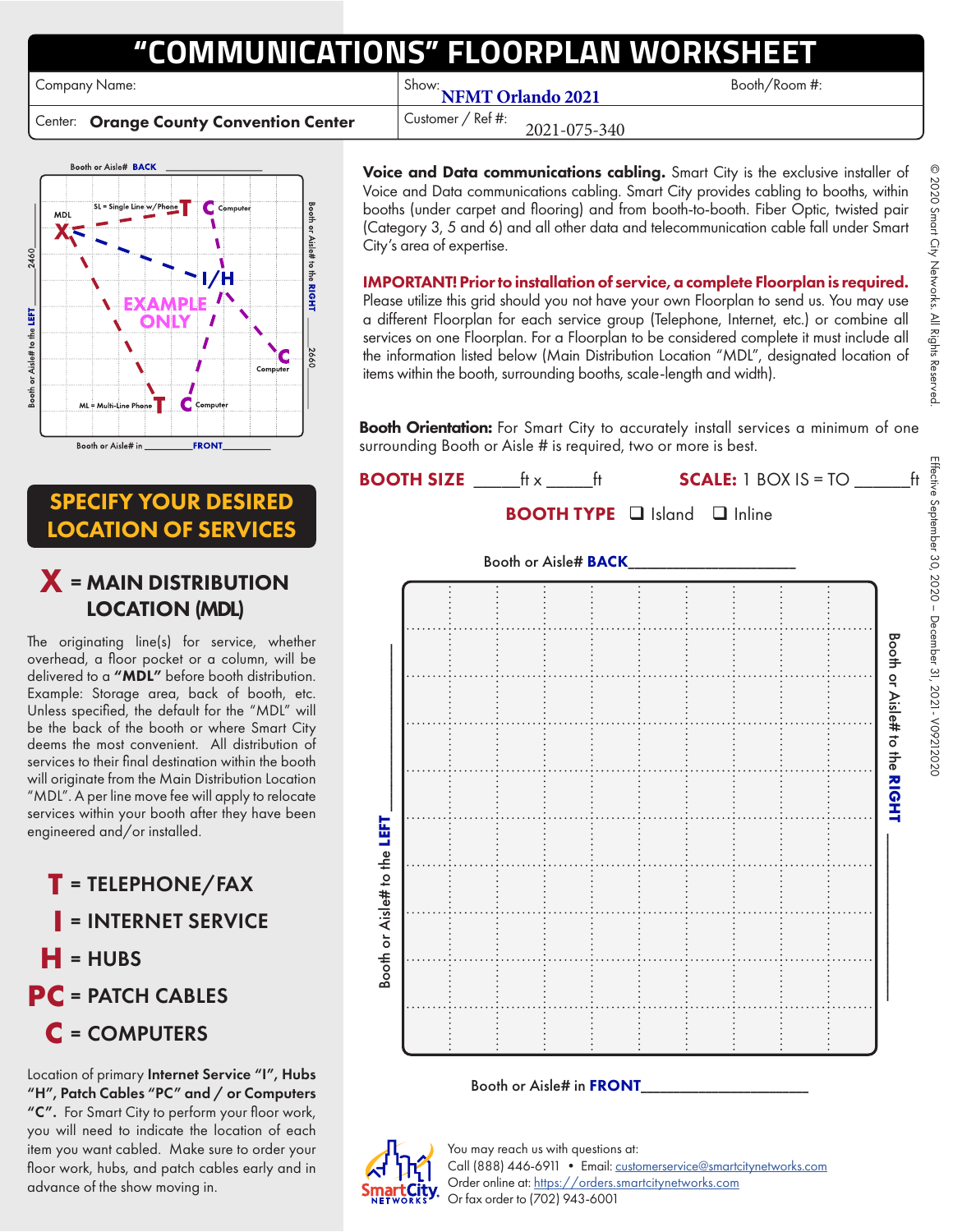# "COMMUNICATIONS" FLOORPLAN WORKSHEET

| | | |
|---|---|---|
| Company Name: | Show: NFMT Orlando 2021 | Booth/Room #: |
| Center: **Orange County Convention Center** | Customer / Ref #: 2021-075-340 | |

Booth or Aisle# BACK ____________

MDL

SL = Single Line w/Phone

Computer

Booth or Aisle# to the RIGHT

2460

I/H

EXAMPLE ONLY

Computer

2460

Booth or Aisle# to the LEFT

ML = Multi-Line Phone

Computer

Booth or Aisle# in ____________ FRONT ____________

## SPECIFY YOUR DESIRED LOCATION OF SERVICES

### X = MAIN DISTRIBUTION LOCATION (MDL)

The originating line(s) for service, whether overhead, a floor pocket or a column, will be delivered to a **"MDL"** before booth distribution. Example: Storage area, back of booth, etc. Unless specified, the default for the "MDL" will be the back of the booth or where Smart City deems the most convenient. All distribution of services to their final destination within the booth will originate from the Main Distribution Location "MDL". A per line move fee will apply to relocate services within your booth after they have been engineered and/or installed.

**T** = TELEPHONE/FAX

**I** = INTERNET SERVICE

**H** = HUBS

**PC** = PATCH CABLES

**C** = COMPUTERS

Location of primary **Internet Service "I", Hubs "H", Patch Cables "PC" and / or Computers "C".** For Smart City to perform your floor work, you will need to indicate the location of each item you want cabled. Make sure to order your floor work, hubs, and patch cables early and in advance of the show moving in.

**Voice and Data communications cabling.** Smart City is the exclusive installer of Voice and Data communications cabling. Smart City provides cabling to booths, within booths (under carpet and flooring) and from booth-to-booth. Fiber Optic, twisted pair (Category 3, 5 and 6) and all other data and telecommunication cable fall under Smart City's area of expertise.

**IMPORTANT! Prior to installation of service, a complete Floorplan is required.** Please utilize this grid should you not have your own Floorplan to send us. You may use a different Floorplan for each service group (Telephone, Internet, etc.) or combine all services on one Floorplan. For a Floorplan to be considered complete it must include all the information listed below (Main Distribution Location "MDL", designated location of items within the booth, surrounding booths, scale-length and width).

**Booth Orientation:** For Smart City to accurately install services a minimum of one surrounding Booth or Aisle # is required, two or more is best.

**BOOTH SIZE** _____ft x _____ft **SCALE:** 1 BOX IS = TO ______ft

**BOOTH TYPE** ❑ Island ❑ Inline

Booth or Aisle# **BACK**____________________

Booth or Aisle# to the **LEFT** ____________

Booth or Aisle# to the **RIGHT** ____________

Booth or Aisle# in **FRONT**____________________

You may reach us with questions at:
Call (888) 446-6911 • Email: customerservice@smartcitynetworks.com
Order online at: https://orders.smartcitynetworks.com
Or fax order to (702) 943-6001

© 2020 Smart City Networks. All Rights Reserved.

Effective September 30, 2020 – December 31, 2021 - V0921020